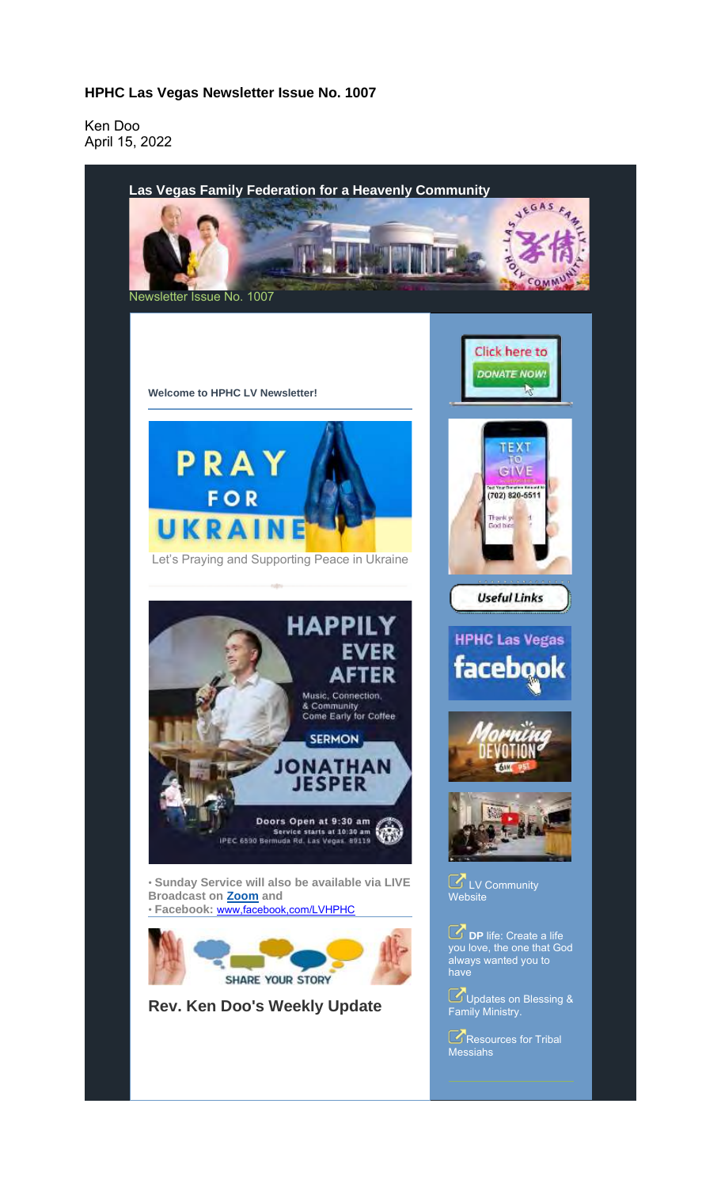**HPHC Las Vegas Newsletter Issue No. 1007**

Ken Doo
April 15, 2022

**Las Vegas Family Federation for a Heavenly Community**

Newsletter Issue No. 1007

**Welcome to HPHC LV Newsletter!**

Let's Praying and Supporting Peace in Ukraine

**• Sunday Service will also be available via LIVE Broadcast on Zoom and**
**• Facebook:** www,facebook,com/LVHPHC

## Rev. Ken Doo's Weekly Update

Useful Links

LV Community Website

**DP** life: Create a life you love, the one that God always wanted you to have

Updates on Blessing & Family Ministry.

Resources for Tribal Messiahs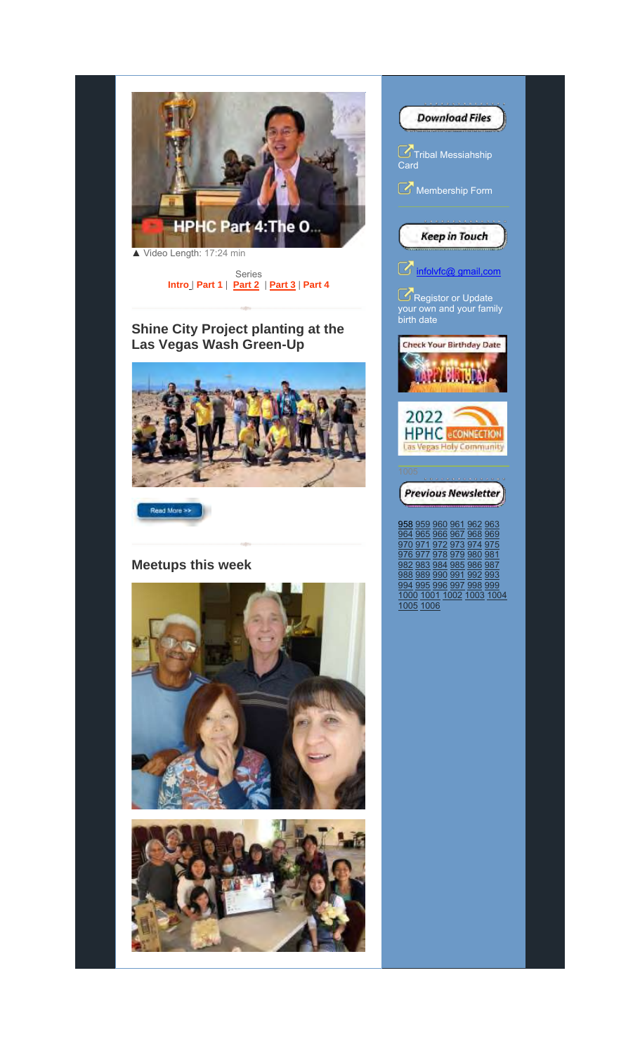HPHC Part 4:The O...

▲ Video Length: 17:24 min

Series

**Intro | Part 1 | Part 2 | Part 3 | Part 4**

## Shine City Project planting at the Las Vegas Wash Green-Up

Read More >>

## Meetups this week

**Download Files**

Tribal Messiahship Card

Membership Form

**Keep in Touch**

infolvfc@ gmail.com

Registor or Update your own and your family birth date

Check Your Birthday Date

2022 HPHC eCONNECTION Las Vegas Holy Community

**Previous Newsletter**

958 959 960 961 962 963 964 965 966 967 968 969 970 971 972 973 974 975 976 977 978 979 980 981 982 983 984 985 986 987 988 989 990 991 992 993 994 995 996 997 998 999 1000 1001 1002 1003 1004 1005 1006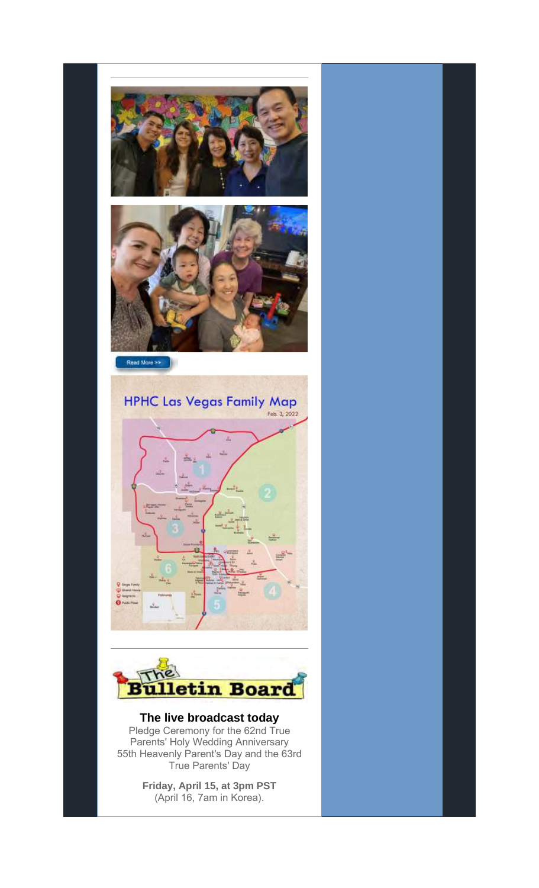Read More >>

HPHC Las Vegas Family Map

Feb. 3, 2022

## The live broadcast today

Pledge Ceremony for the 62nd True Parents' Holy Wedding Anniversary 55th Heavenly Parent's Day and the 63rd True Parents' Day

**Friday, April 15, at 3pm PST**
(April 16, 7am in Korea).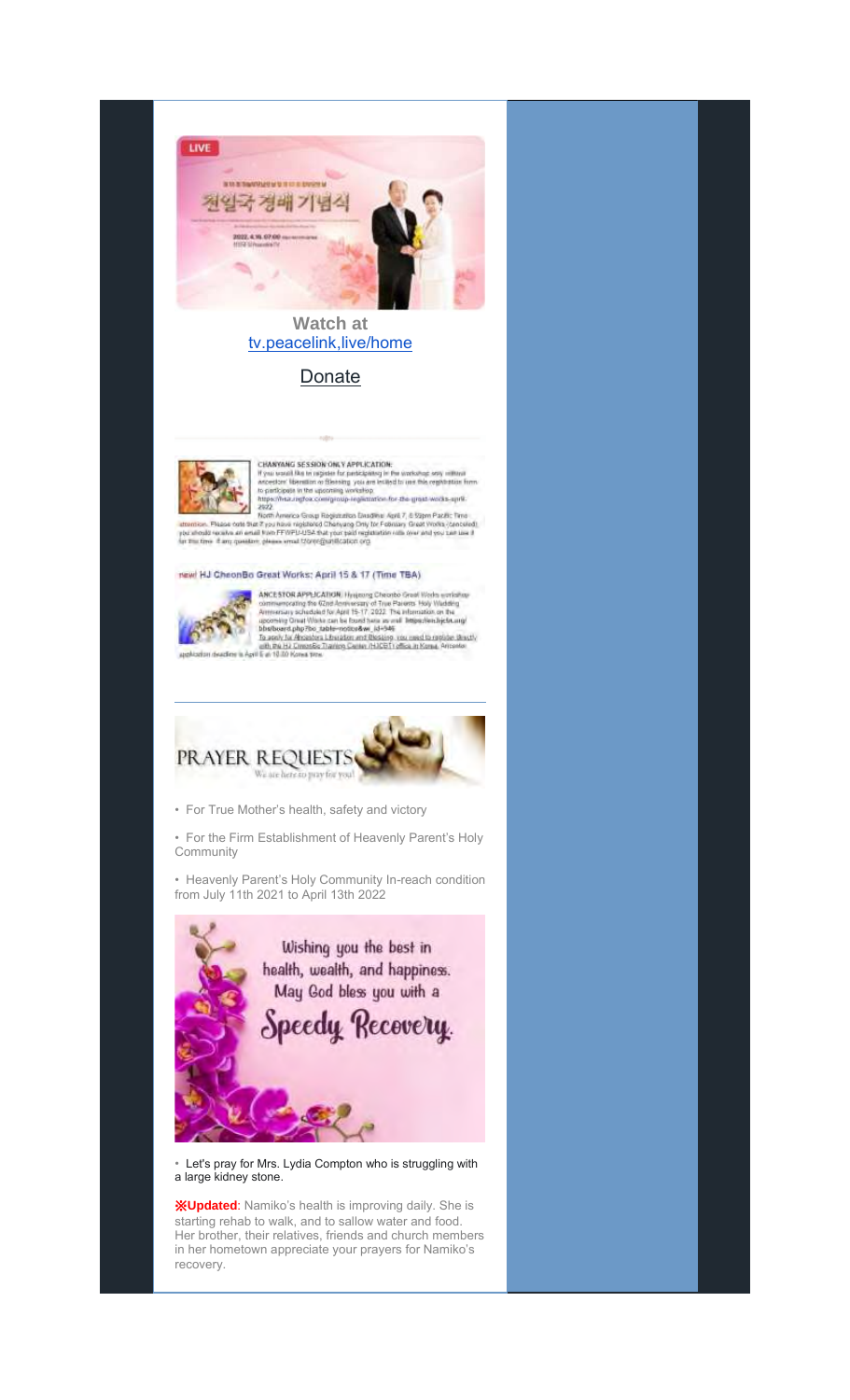LIVE

천일국 경배 기념식

2022. 4. 16. 07:00

**Watch at**
[tv.peacelink,live/home](tv.peacelink,live/home)

[Donate](Donate)

CHANYANG SESSION ONLY APPLICATION:
If you would like to register for participating in the workshop only without ancestors' liberation or Blessing, you are invited to use this registration form to participate in the upcoming workshop.
https://hsa.regfox.com/group-registration-for-the-great-works-april-2022
North America Group Registration Deadline: April 7, 6:59pm Pacific Time
attention: Please note that if you have registered Cheongpyeong Only for February Great Works (canceled) you should receive an email from FFWPU-USA that your paid registration rolls over and you can use it for this time. If any question, please email cheongpyeong@unification.org

new! HJ CheonBo Great Works: April 15 & 17 (Time TBA)

ANCESTOR APPLICATION: Hyojeong Cheonbo Great Works workshop commemorating the 62nd Anniversary of True Parents Holy Wedding Anniversary scheduled for April 15-17, 2022. The information on the upcoming Great Works can be found here as well: https://en.hjcbt.org/bbs/board.php?bo_table=notice&wr_id=546
To apply for Ancestors Liberation and Blessing, you need to register directly with the HJ CheonBo Training Center (HJCBT) office in Korea. Ancestor application deadline is April 8 at 10:00 Korea time.

---

PRAYER REQUESTS
We are here to pray for you!

- For True Mother's health, safety and victory
- For the Firm Establishment of Heavenly Parent's Holy Community
- Heavenly Parent's Holy Community In-reach condition from July 11th 2021 to April 13th 2022

Wishing you the best in health, wealth, and happiness. May God bless you with a Speedy Recovery.

- Let's pray for Mrs. Lydia Compton who is struggling with a large kidney stone.

**※Updated**: Namiko's health is improving daily. She is starting rehab to walk, and to sallow water and food. Her brother, their relatives, friends and church members in her hometown appreciate your prayers for Namiko's recovery.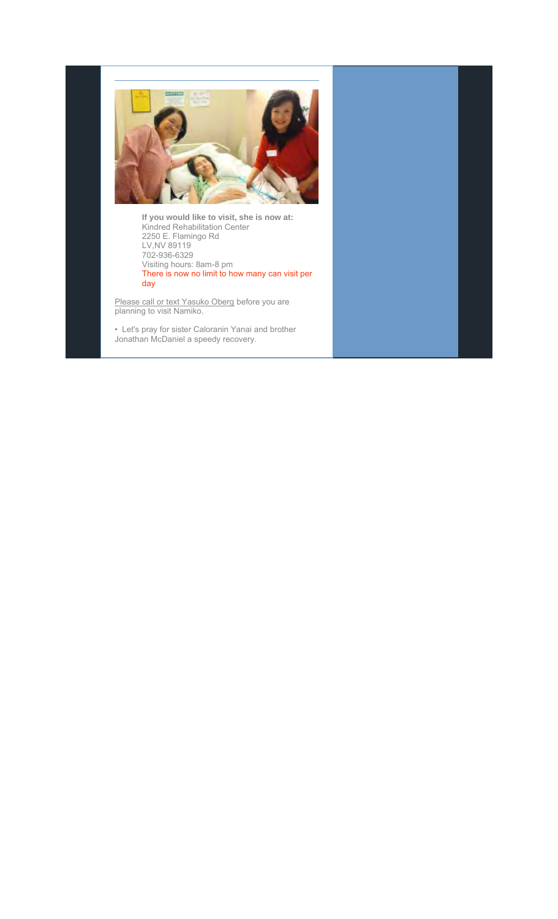**If you would like to visit, she is now at:**
Kindred Rehabilitation Center
2250 E. Flamingo Rd
LV,NV 89119
702-936-6329
Visiting hours: 8am-8 pm
There is now no limit to how many can visit per day

Please call or text Yasuko Oberg before you are planning to visit Namiko.

- Let's pray for sister Caloranin Yanai and brother Jonathan McDaniel a speedy recovery.